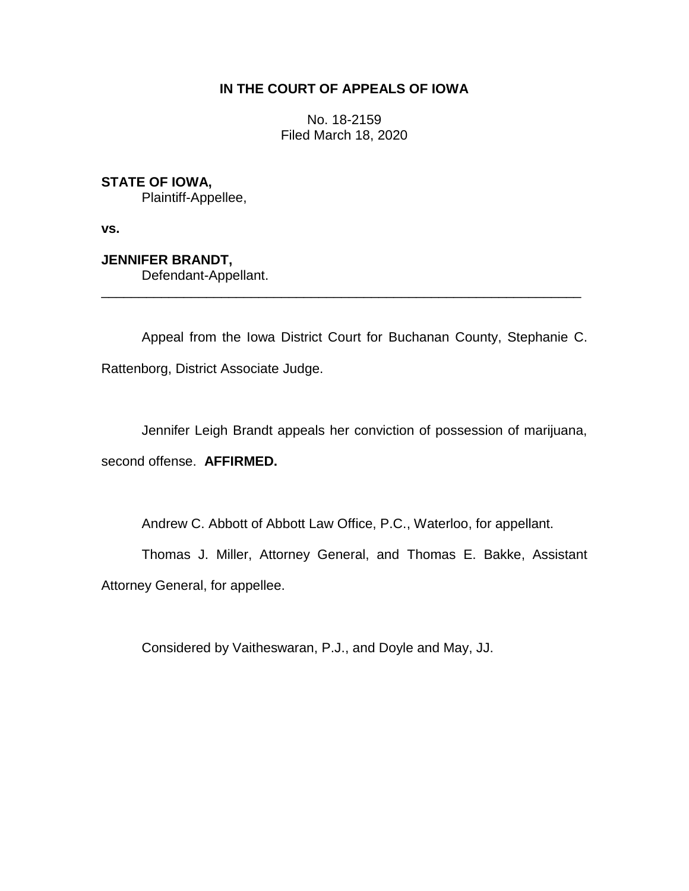**IN THE COURT OF APPEALS OF IOWA**

No. 18-2159
Filed March 18, 2020

**STATE OF IOWA,**
Plaintiff-Appellee,

**vs.**

**JENNIFER BRANDT,**
Defendant-Appellant.

---

Appeal from the Iowa District Court for Buchanan County, Stephanie C. Rattenborg, District Associate Judge.

Jennifer Leigh Brandt appeals her conviction of possession of marijuana, second offense. **AFFIRMED.**

Andrew C. Abbott of Abbott Law Office, P.C., Waterloo, for appellant.

Thomas J. Miller, Attorney General, and Thomas E. Bakke, Assistant Attorney General, for appellee.

Considered by Vaitheswaran, P.J., and Doyle and May, JJ.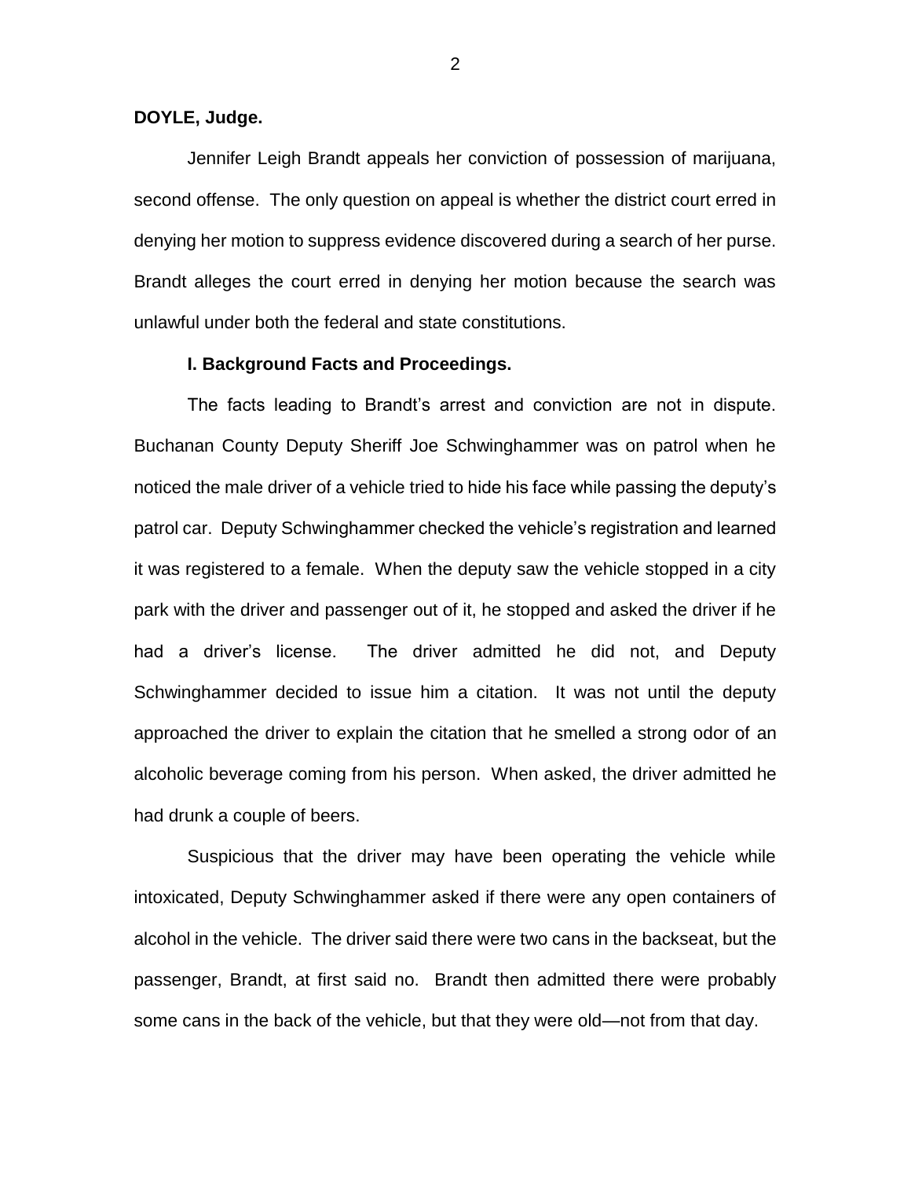**DOYLE, Judge.**

Jennifer Leigh Brandt appeals her conviction of possession of marijuana, second offense. The only question on appeal is whether the district court erred in denying her motion to suppress evidence discovered during a search of her purse. Brandt alleges the court erred in denying her motion because the search was unlawful under both the federal and state constitutions.

**I. Background Facts and Proceedings.**

The facts leading to Brandt's arrest and conviction are not in dispute. Buchanan County Deputy Sheriff Joe Schwinghammer was on patrol when he noticed the male driver of a vehicle tried to hide his face while passing the deputy's patrol car. Deputy Schwinghammer checked the vehicle's registration and learned it was registered to a female. When the deputy saw the vehicle stopped in a city park with the driver and passenger out of it, he stopped and asked the driver if he had a driver's license. The driver admitted he did not, and Deputy Schwinghammer decided to issue him a citation. It was not until the deputy approached the driver to explain the citation that he smelled a strong odor of an alcoholic beverage coming from his person. When asked, the driver admitted he had drunk a couple of beers.

Suspicious that the driver may have been operating the vehicle while intoxicated, Deputy Schwinghammer asked if there were any open containers of alcohol in the vehicle. The driver said there were two cans in the backseat, but the passenger, Brandt, at first said no. Brandt then admitted there were probably some cans in the back of the vehicle, but that they were old—not from that day.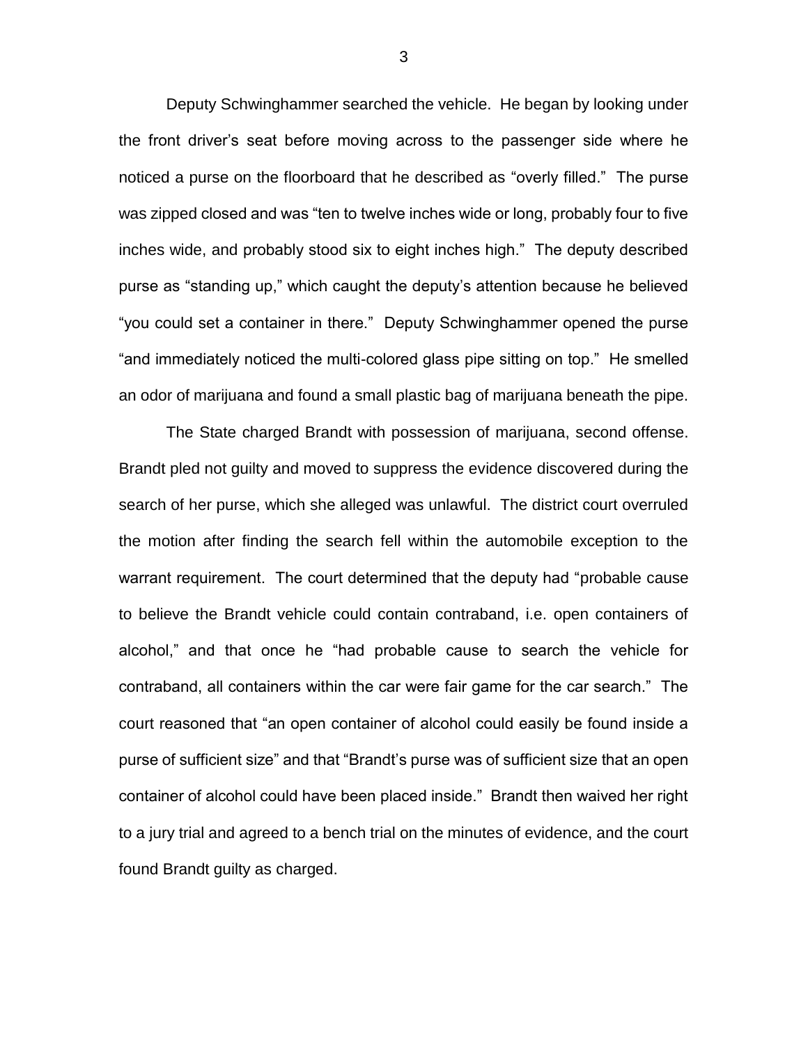Deputy Schwinghammer searched the vehicle. He began by looking under the front driver's seat before moving across to the passenger side where he noticed a purse on the floorboard that he described as "overly filled." The purse was zipped closed and was "ten to twelve inches wide or long, probably four to five inches wide, and probably stood six to eight inches high." The deputy described purse as "standing up," which caught the deputy's attention because he believed "you could set a container in there." Deputy Schwinghammer opened the purse "and immediately noticed the multi-colored glass pipe sitting on top." He smelled an odor of marijuana and found a small plastic bag of marijuana beneath the pipe.

The State charged Brandt with possession of marijuana, second offense. Brandt pled not guilty and moved to suppress the evidence discovered during the search of her purse, which she alleged was unlawful. The district court overruled the motion after finding the search fell within the automobile exception to the warrant requirement. The court determined that the deputy had "probable cause to believe the Brandt vehicle could contain contraband, i.e. open containers of alcohol," and that once he "had probable cause to search the vehicle for contraband, all containers within the car were fair game for the car search." The court reasoned that "an open container of alcohol could easily be found inside a purse of sufficient size" and that "Brandt's purse was of sufficient size that an open container of alcohol could have been placed inside." Brandt then waived her right to a jury trial and agreed to a bench trial on the minutes of evidence, and the court found Brandt guilty as charged.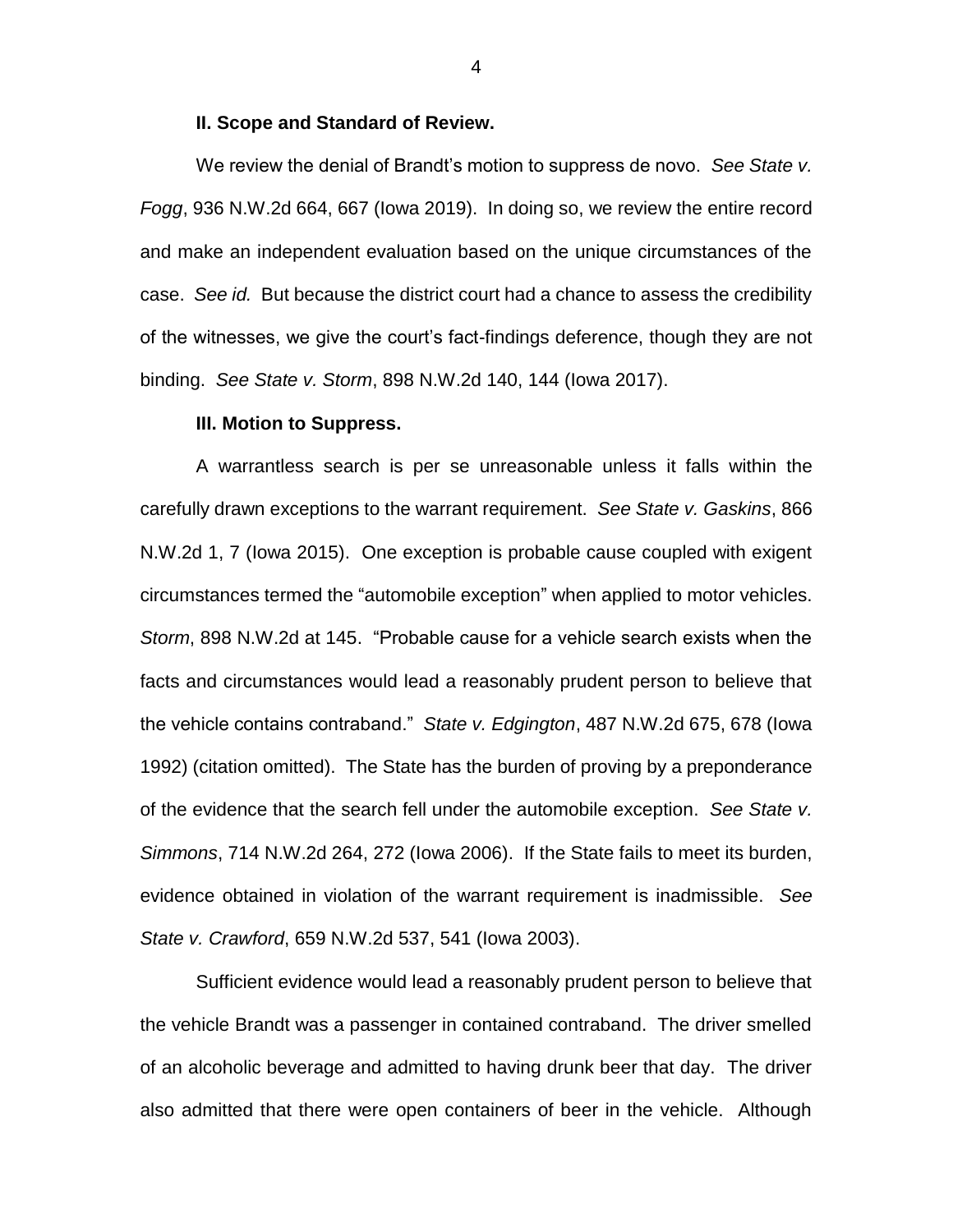**II. Scope and Standard of Review.**

We review the denial of Brandt's motion to suppress de novo. *See State v. Fogg*, 936 N.W.2d 664, 667 (Iowa 2019). In doing so, we review the entire record and make an independent evaluation based on the unique circumstances of the case. *See id.* But because the district court had a chance to assess the credibility of the witnesses, we give the court's fact-findings deference, though they are not binding. *See State v. Storm*, 898 N.W.2d 140, 144 (Iowa 2017).

**III. Motion to Suppress.**

A warrantless search is per se unreasonable unless it falls within the carefully drawn exceptions to the warrant requirement. *See State v. Gaskins*, 866 N.W.2d 1, 7 (Iowa 2015). One exception is probable cause coupled with exigent circumstances termed the "automobile exception" when applied to motor vehicles. *Storm*, 898 N.W.2d at 145. "Probable cause for a vehicle search exists when the facts and circumstances would lead a reasonably prudent person to believe that the vehicle contains contraband." *State v. Edgington*, 487 N.W.2d 675, 678 (Iowa 1992) (citation omitted). The State has the burden of proving by a preponderance of the evidence that the search fell under the automobile exception. *See State v. Simmons*, 714 N.W.2d 264, 272 (Iowa 2006). If the State fails to meet its burden, evidence obtained in violation of the warrant requirement is inadmissible. *See State v. Crawford*, 659 N.W.2d 537, 541 (Iowa 2003).

Sufficient evidence would lead a reasonably prudent person to believe that the vehicle Brandt was a passenger in contained contraband. The driver smelled of an alcoholic beverage and admitted to having drunk beer that day. The driver also admitted that there were open containers of beer in the vehicle. Although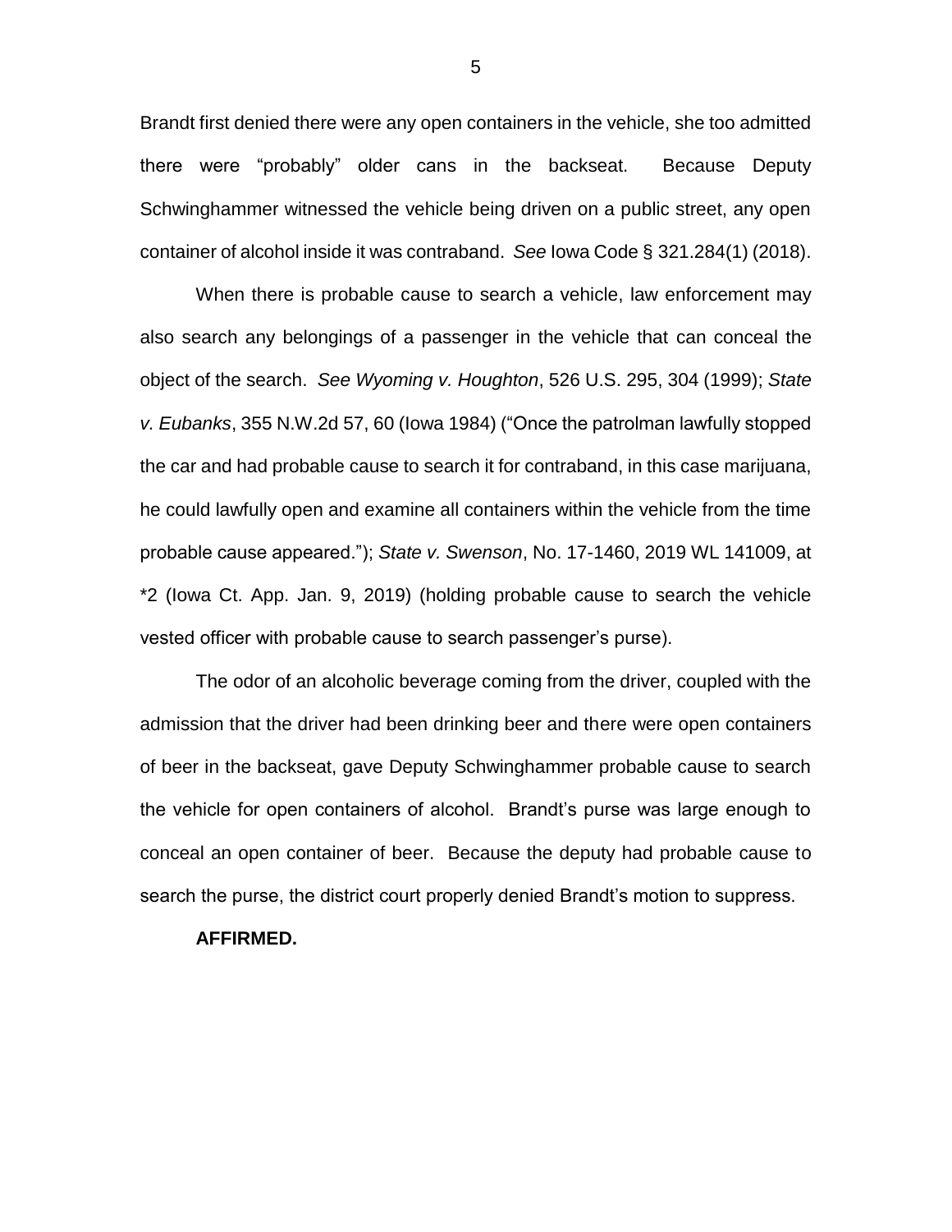Brandt first denied there were any open containers in the vehicle, she too admitted there were "probably" older cans in the backseat. Because Deputy Schwinghammer witnessed the vehicle being driven on a public street, any open container of alcohol inside it was contraband. *See* Iowa Code § 321.284(1) (2018).

When there is probable cause to search a vehicle, law enforcement may also search any belongings of a passenger in the vehicle that can conceal the object of the search. *See Wyoming v. Houghton*, 526 U.S. 295, 304 (1999); *State v. Eubanks*, 355 N.W.2d 57, 60 (Iowa 1984) ("Once the patrolman lawfully stopped the car and had probable cause to search it for contraband, in this case marijuana, he could lawfully open and examine all containers within the vehicle from the time probable cause appeared."); *State v. Swenson*, No. 17-1460, 2019 WL 141009, at *2 (Iowa Ct. App. Jan. 9, 2019) (holding probable cause to search the vehicle vested officer with probable cause to search passenger's purse).

The odor of an alcoholic beverage coming from the driver, coupled with the admission that the driver had been drinking beer and there were open containers of beer in the backseat, gave Deputy Schwinghammer probable cause to search the vehicle for open containers of alcohol. Brandt's purse was large enough to conceal an open container of beer. Because the deputy had probable cause to search the purse, the district court properly denied Brandt's motion to suppress.

**AFFIRMED.**